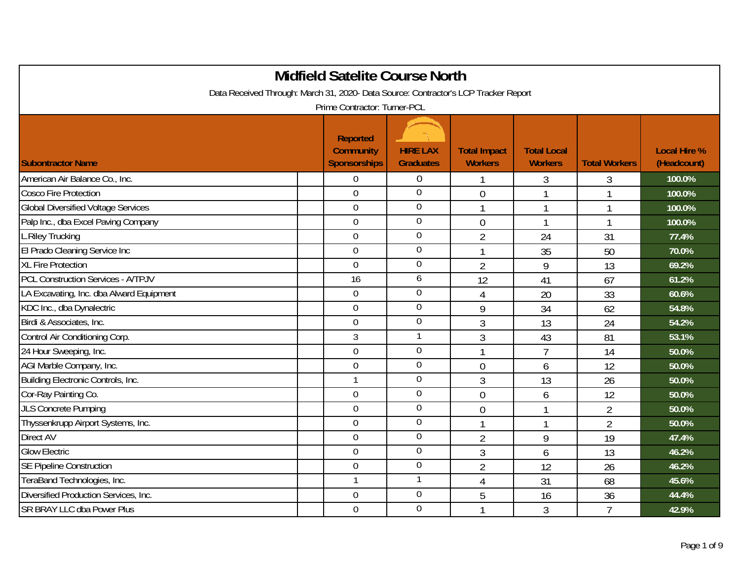# Midfield Satelite Course North

Data Received Through: March 31, 2020- Data Source: Contractor's LCP Tracker Report

Prime Contractor: Turner-PCL

| Subontractor Name | Reported Community Sponsorships | HIRE LAX Graduates | Total Impact Workers | Total Local Workers | Total Workers | Local Hire % (Headcount) |
|---|---|---|---|---|---|---|
| American Air Balance Co., Inc. | 0 | 0 | 1 | 3 | 3 | 100.0% |
| Cosco Fire Protection | 0 | 0 | 0 | 1 | 1 | 100.0% |
| Global Diversified Voltage Services | 0 | 0 | 1 | 1 | 1 | 100.0% |
| Palp Inc., dba Excel Paving Company | 0 | 0 | 0 | 1 | 1 | 100.0% |
| L.Riley Trucking | 0 | 0 | 2 | 24 | 31 | 77.4% |
| El Prado Cleaning Service Inc | 0 | 0 | 1 | 35 | 50 | 70.0% |
| XL Fire Protection | 0 | 0 | 2 | 9 | 13 | 69.2% |
| PCL Construction Services - A/TPJV | 16 | 6 | 12 | 41 | 67 | 61.2% |
| LA Excavating, Inc. dba Alward Equipment | 0 | 0 | 4 | 20 | 33 | 60.6% |
| KDC Inc., dba Dynalectric | 0 | 0 | 9 | 34 | 62 | 54.8% |
| Birdi & Associates, Inc. | 0 | 0 | 3 | 13 | 24 | 54.2% |
| Control Air Conditioning Corp. | 3 | 1 | 3 | 43 | 81 | 53.1% |
| 24 Hour Sweeping, Inc. | 0 | 0 | 1 | 7 | 14 | 50.0% |
| AGI Marble Company, Inc. | 0 | 0 | 0 | 6 | 12 | 50.0% |
| Building Electronic Controls, Inc. | 1 | 0 | 3 | 13 | 26 | 50.0% |
| Cor-Ray Painting Co. | 0 | 0 | 0 | 6 | 12 | 50.0% |
| JLS Concrete Pumping | 0 | 0 | 0 | 1 | 2 | 50.0% |
| Thyssenkrupp Airport Systems, Inc. | 0 | 0 | 1 | 1 | 2 | 50.0% |
| Direct AV | 0 | 0 | 2 | 9 | 19 | 47.4% |
| Glow Electric | 0 | 0 | 3 | 6 | 13 | 46.2% |
| SE Pipeline Construction | 0 | 0 | 2 | 12 | 26 | 46.2% |
| TeraBand Technologies, Inc. | 1 | 1 | 4 | 31 | 68 | 45.6% |
| Diversified Production Services, Inc. | 0 | 0 | 5 | 16 | 36 | 44.4% |
| SR BRAY LLC dba Power Plus | 0 | 0 | 1 | 3 | 7 | 42.9% |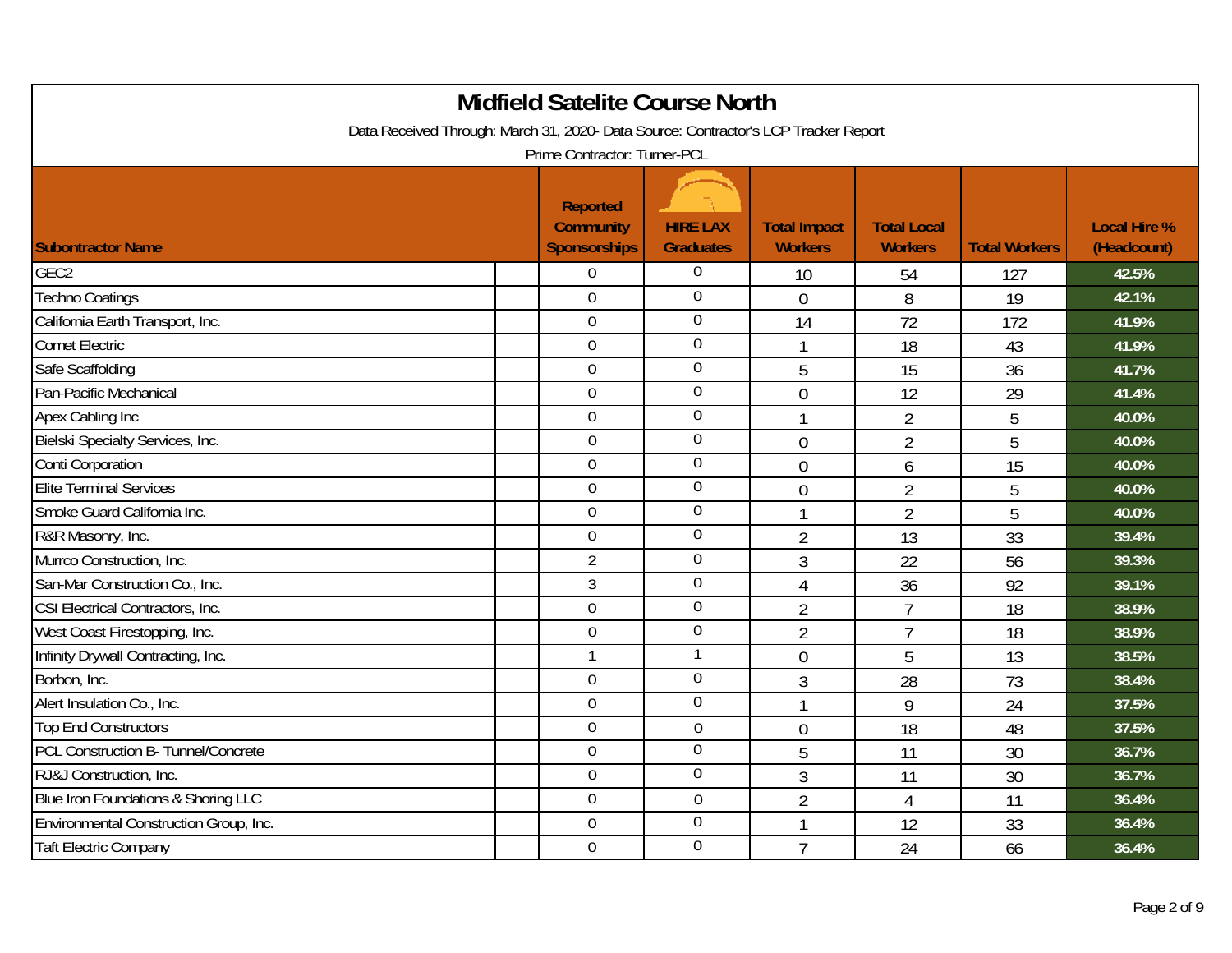# Midfield Satelite Course North

Data Received Through: March 31, 2020- Data Source: Contractor's LCP Tracker Report

Prime Contractor: Turner-PCL

| Subontractor Name | Reported Community Sponsorships | HIRE LAX Graduates | Total Impact Workers | Total Local Workers | Total Workers | Local Hire % (Headcount) |
|---|---|---|---|---|---|---|
| GEC2 | 0 | 0 | 10 | 54 | 127 | 42.5% |
| Techno Coatings | 0 | 0 | 0 | 8 | 19 | 42.1% |
| California Earth Transport, Inc. | 0 | 0 | 14 | 72 | 172 | 41.9% |
| Comet Electric | 0 | 0 | 1 | 18 | 43 | 41.9% |
| Safe Scaffolding | 0 | 0 | 5 | 15 | 36 | 41.7% |
| Pan-Pacific Mechanical | 0 | 0 | 0 | 12 | 29 | 41.4% |
| Apex Cabling Inc | 0 | 0 | 1 | 2 | 5 | 40.0% |
| Bielski Specialty Services, Inc. | 0 | 0 | 0 | 2 | 5 | 40.0% |
| Conti Corporation | 0 | 0 | 0 | 6 | 15 | 40.0% |
| Elite Terminal Services | 0 | 0 | 0 | 2 | 5 | 40.0% |
| Smoke Guard California Inc. | 0 | 0 | 1 | 2 | 5 | 40.0% |
| R&R Masonry, Inc. | 0 | 0 | 2 | 13 | 33 | 39.4% |
| Murrco Construction, Inc. | 2 | 0 | 3 | 22 | 56 | 39.3% |
| San-Mar Construction Co., Inc. | 3 | 0 | 4 | 36 | 92 | 39.1% |
| CSI Electrical Contractors, Inc. | 0 | 0 | 2 | 7 | 18 | 38.9% |
| West Coast Firestopping, Inc. | 0 | 0 | 2 | 7 | 18 | 38.9% |
| Infinity Drywall Contracting, Inc. | 1 | 1 | 0 | 5 | 13 | 38.5% |
| Borbon, Inc. | 0 | 0 | 3 | 28 | 73 | 38.4% |
| Alert Insulation Co., Inc. | 0 | 0 | 1 | 9 | 24 | 37.5% |
| Top End Constructors | 0 | 0 | 0 | 18 | 48 | 37.5% |
| PCL Construction B- Tunnel/Concrete | 0 | 0 | 5 | 11 | 30 | 36.7% |
| RJ&J Construction, Inc. | 0 | 0 | 3 | 11 | 30 | 36.7% |
| Blue Iron Foundations & Shoring LLC | 0 | 0 | 2 | 4 | 11 | 36.4% |
| Environmental Construction Group, Inc. | 0 | 0 | 1 | 12 | 33 | 36.4% |
| Taft Electric Company | 0 | 0 | 7 | 24 | 66 | 36.4% |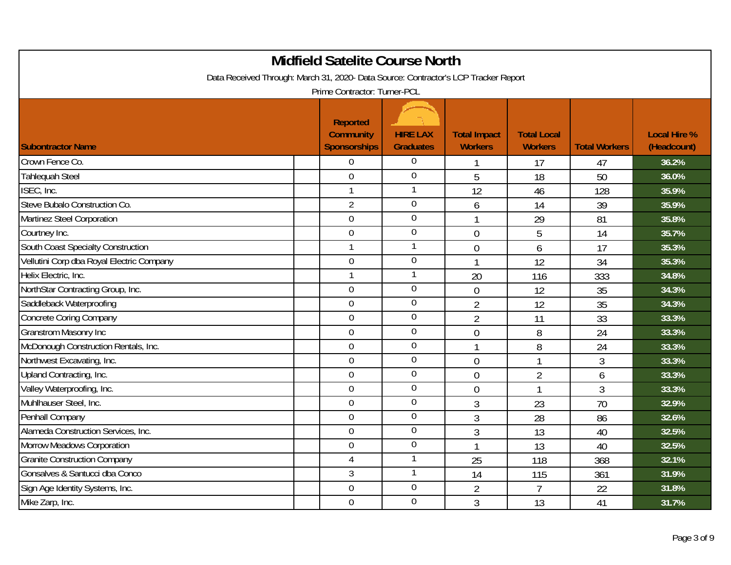# Midfield Satelite Course North

Data Received Through: March 31, 2020- Data Source: Contractor's LCP Tracker Report

Prime Contractor: Turner-PCL

| Subontractor Name | Reported Community Sponsorships | HIRE LAX Graduates | Total Impact Workers | Total Local Workers | Total Workers | Local Hire % (Headcount) |
|---|---|---|---|---|---|---|
| Crown Fence Co. | 0 | 0 | 1 | 17 | 47 | 36.2% |
| Tahlequah Steel | 0 | 0 | 5 | 18 | 50 | 36.0% |
| ISEC, Inc. | 1 | 1 | 12 | 46 | 128 | 35.9% |
| Steve Bubalo Construction Co. | 2 | 0 | 6 | 14 | 39 | 35.9% |
| Martinez Steel Corporation | 0 | 0 | 1 | 29 | 81 | 35.8% |
| Courtney Inc. | 0 | 0 | 0 | 5 | 14 | 35.7% |
| South Coast Specialty Construction | 1 | 1 | 0 | 6 | 17 | 35.3% |
| Vellutini Corp dba Royal Electric Company | 0 | 0 | 1 | 12 | 34 | 35.3% |
| Helix Electric, Inc. | 1 | 1 | 20 | 116 | 333 | 34.8% |
| NorthStar Contracting Group, Inc. | 0 | 0 | 0 | 12 | 35 | 34.3% |
| Saddleback Waterproofing | 0 | 0 | 2 | 12 | 35 | 34.3% |
| Concrete Coring Company | 0 | 0 | 2 | 11 | 33 | 33.3% |
| Granstrom Masonry Inc | 0 | 0 | 0 | 8 | 24 | 33.3% |
| McDonough Construction Rentals, Inc. | 0 | 0 | 1 | 8 | 24 | 33.3% |
| Northwest Excavating, Inc. | 0 | 0 | 0 | 1 | 3 | 33.3% |
| Upland Contracting, Inc. | 0 | 0 | 0 | 2 | 6 | 33.3% |
| Valley Waterproofing, Inc. | 0 | 0 | 0 | 1 | 3 | 33.3% |
| Muhlhauser Steel, Inc. | 0 | 0 | 3 | 23 | 70 | 32.9% |
| Penhall Company | 0 | 0 | 3 | 28 | 86 | 32.6% |
| Alameda Construction Services, Inc. | 0 | 0 | 3 | 13 | 40 | 32.5% |
| Morrow Meadows Corporation | 0 | 0 | 1 | 13 | 40 | 32.5% |
| Granite Construction Company | 4 | 1 | 25 | 118 | 368 | 32.1% |
| Gonsalves & Santucci dba Conco | 3 | 1 | 14 | 115 | 361 | 31.9% |
| Sign Age Identity Systems, Inc. | 0 | 0 | 2 | 7 | 22 | 31.8% |
| Mike Zarp, Inc. | 0 | 0 | 3 | 13 | 41 | 31.7% |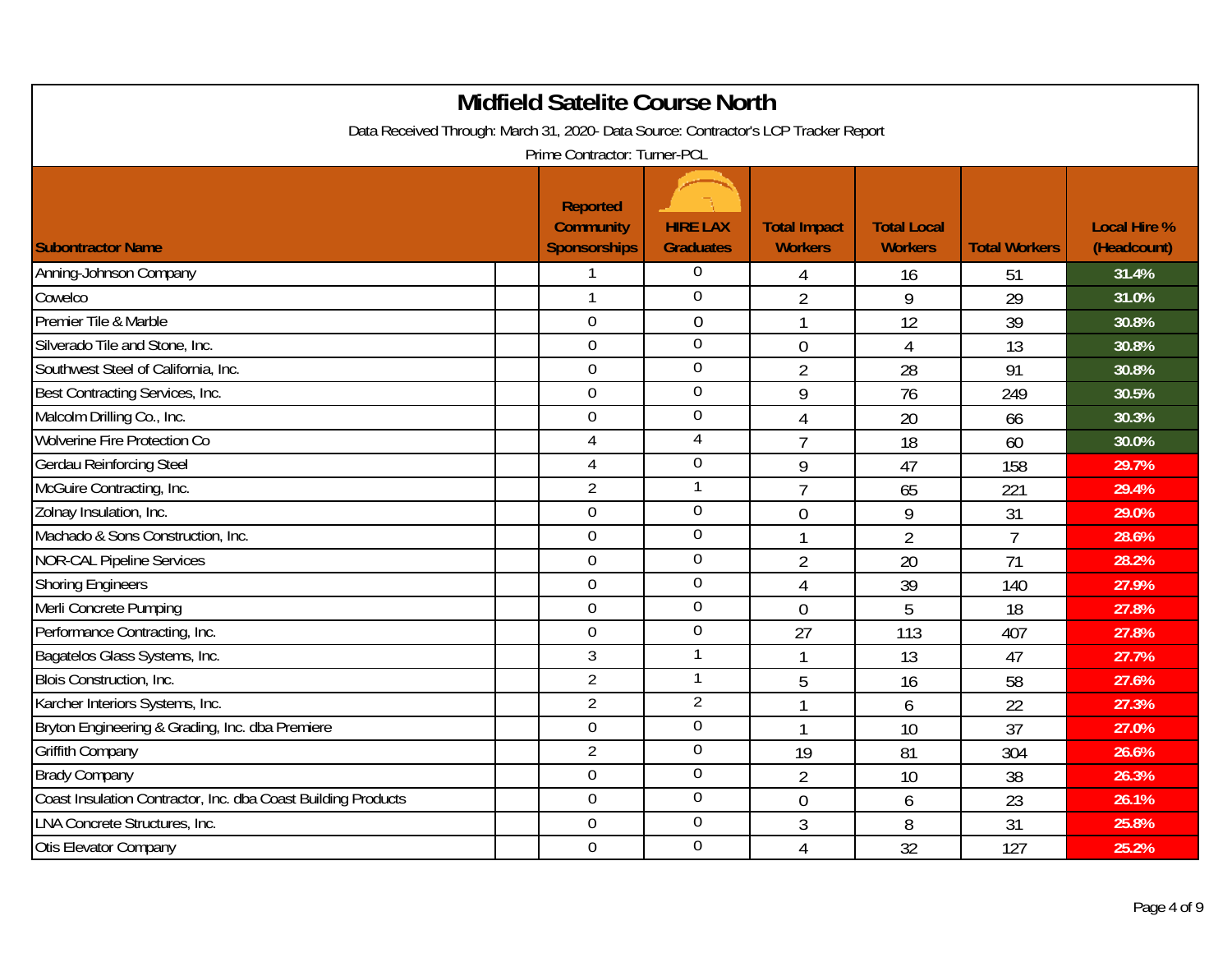# Midfield Satelite Course North

Data Received Through: March 31, 2020- Data Source: Contractor's LCP Tracker Report

Prime Contractor: Turner-PCL

| Subontractor Name | Reported Community Sponsorships | HIRE LAX Graduates | Total Impact Workers | Total Local Workers | Total Workers | Local Hire % (Headcount) |
|---|---|---|---|---|---|---|
| Anning-Johnson Company | 1 | 0 | 4 | 16 | 51 | 31.4% |
| Cowelco | 1 | 0 | 2 | 9 | 29 | 31.0% |
| Premier Tile & Marble | 0 | 0 | 1 | 12 | 39 | 30.8% |
| Silverado Tile and Stone, Inc. | 0 | 0 | 0 | 4 | 13 | 30.8% |
| Southwest Steel of California, Inc. | 0 | 0 | 2 | 28 | 91 | 30.8% |
| Best Contracting Services, Inc. | 0 | 0 | 9 | 76 | 249 | 30.5% |
| Malcolm Drilling Co., Inc. | 0 | 0 | 4 | 20 | 66 | 30.3% |
| Wolverine Fire Protection Co | 4 | 4 | 7 | 18 | 60 | 30.0% |
| Gerdau Reinforcing Steel | 4 | 0 | 9 | 47 | 158 | 29.7% |
| McGuire Contracting, Inc. | 2 | 1 | 7 | 65 | 221 | 29.4% |
| Zolnay Insulation, Inc. | 0 | 0 | 0 | 9 | 31 | 29.0% |
| Machado & Sons Construction, Inc. | 0 | 0 | 1 | 2 | 7 | 28.6% |
| NOR-CAL Pipeline Services | 0 | 0 | 2 | 20 | 71 | 28.2% |
| Shoring Engineers | 0 | 0 | 4 | 39 | 140 | 27.9% |
| Merli Concrete Pumping | 0 | 0 | 0 | 5 | 18 | 27.8% |
| Performance Contracting, Inc. | 0 | 0 | 27 | 113 | 407 | 27.8% |
| Bagatelos Glass Systems, Inc. | 3 | 1 | 1 | 13 | 47 | 27.7% |
| Blois Construction, Inc. | 2 | 1 | 5 | 16 | 58 | 27.6% |
| Karcher Interiors Systems, Inc. | 2 | 2 | 1 | 6 | 22 | 27.3% |
| Bryton Engineering & Grading, Inc. dba Premiere | 0 | 0 | 1 | 10 | 37 | 27.0% |
| Griffith Company | 2 | 0 | 19 | 81 | 304 | 26.6% |
| Brady Company | 0 | 0 | 2 | 10 | 38 | 26.3% |
| Coast Insulation Contractor, Inc. dba Coast Building Products | 0 | 0 | 0 | 6 | 23 | 26.1% |
| LNA Concrete Structures, Inc. | 0 | 0 | 3 | 8 | 31 | 25.8% |
| Otis Elevator Company | 0 | 0 | 4 | 32 | 127 | 25.2% |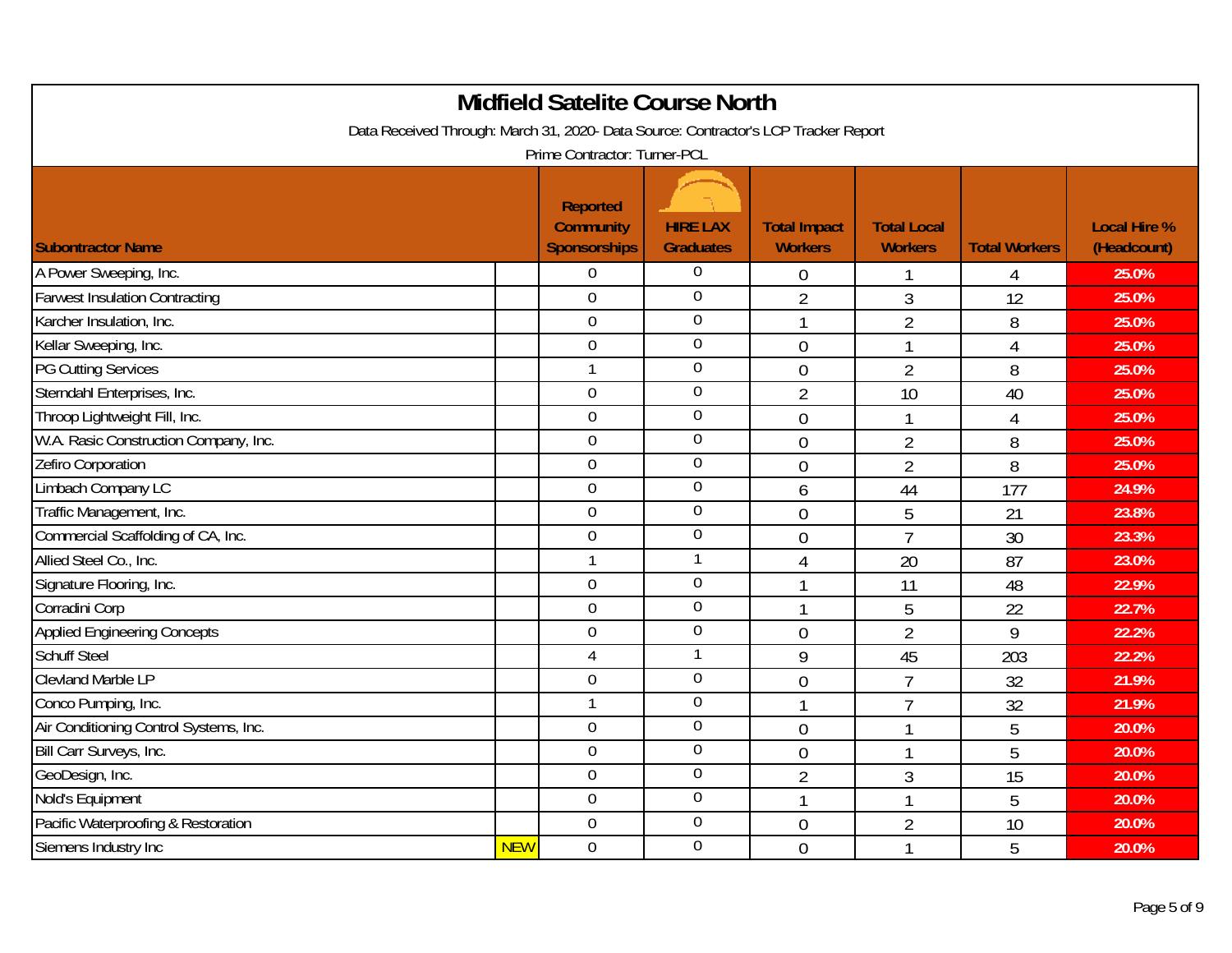# Midfield Satelite Course North

Data Received Through: March 31, 2020- Data Source: Contractor's LCP Tracker Report

Prime Contractor: Turner-PCL

| Subontractor Name | | Reported Community Sponsorships | HIRE LAX Graduates | Total Impact Workers | Total Local Workers | Total Workers | Local Hire % (Headcount) |
|---|---|---|---|---|---|---|---|
| A Power Sweeping, Inc. | | 0 | 0 | 0 | 1 | 4 | 25.0% |
| Farwest Insulation Contracting | | 0 | 0 | 2 | 3 | 12 | 25.0% |
| Karcher Insulation, Inc. | | 0 | 0 | 1 | 2 | 8 | 25.0% |
| Kellar Sweeping, Inc. | | 0 | 0 | 0 | 1 | 4 | 25.0% |
| PG Cutting Services | | 1 | 0 | 0 | 2 | 8 | 25.0% |
| Sterndahl Enterprises, Inc. | | 0 | 0 | 2 | 10 | 40 | 25.0% |
| Throop Lightweight Fill, Inc. | | 0 | 0 | 0 | 1 | 4 | 25.0% |
| W.A. Rasic Construction Company, Inc. | | 0 | 0 | 0 | 2 | 8 | 25.0% |
| Zefiro Corporation | | 0 | 0 | 0 | 2 | 8 | 25.0% |
| Limbach Company LC | | 0 | 0 | 6 | 44 | 177 | 24.9% |
| Traffic Management, Inc. | | 0 | 0 | 0 | 5 | 21 | 23.8% |
| Commercial Scaffolding of CA, Inc. | | 0 | 0 | 0 | 7 | 30 | 23.3% |
| Allied Steel Co., Inc. | | 1 | 1 | 4 | 20 | 87 | 23.0% |
| Signature Flooring, Inc. | | 0 | 0 | 1 | 11 | 48 | 22.9% |
| Corradini Corp | | 0 | 0 | 1 | 5 | 22 | 22.7% |
| Applied Engineering Concepts | | 0 | 0 | 0 | 2 | 9 | 22.2% |
| Schuff Steel | | 4 | 1 | 9 | 45 | 203 | 22.2% |
| Clevland Marble LP | | 0 | 0 | 0 | 7 | 32 | 21.9% |
| Conco Pumping, Inc. | | 1 | 0 | 1 | 7 | 32 | 21.9% |
| Air Conditioning Control Systems, Inc. | | 0 | 0 | 0 | 1 | 5 | 20.0% |
| Bill Carr Surveys, Inc. | | 0 | 0 | 0 | 1 | 5 | 20.0% |
| GeoDesign, Inc. | | 0 | 0 | 2 | 3 | 15 | 20.0% |
| Nold's Equipment | | 0 | 0 | 1 | 1 | 5 | 20.0% |
| Pacific Waterproofing & Restoration | | 0 | 0 | 0 | 2 | 10 | 20.0% |
| Siemens Industry Inc | NEW | 0 | 0 | 0 | 1 | 5 | 20.0% |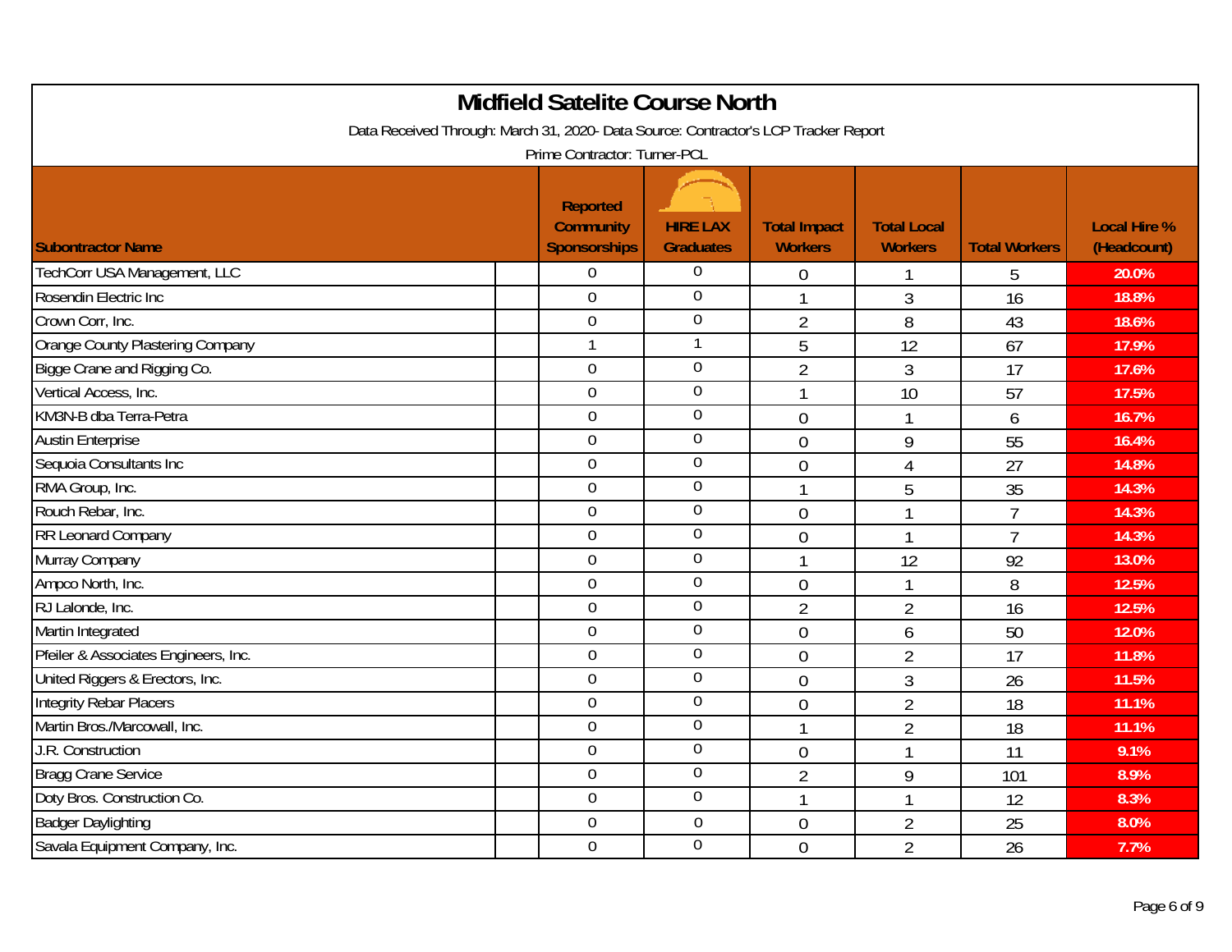# Midfield Satelite Course North

Data Received Through: March 31, 2020- Data Source: Contractor's LCP Tracker Report

Prime Contractor: Turner-PCL

| Subontractor Name | Reported Community Sponsorships | HIRE LAX Graduates | Total Impact Workers | Total Local Workers | Total Workers | Local Hire % (Headcount) |
|---|---|---|---|---|---|---|
| TechCorr USA Management, LLC | 0 | 0 | 0 | 1 | 5 | 20.0% |
| Rosendin Electric Inc | 0 | 0 | 1 | 3 | 16 | 18.8% |
| Crown Corr, Inc. | 0 | 0 | 2 | 8 | 43 | 18.6% |
| Orange County Plastering Company | 1 | 1 | 5 | 12 | 67 | 17.9% |
| Bigge Crane and Rigging Co. | 0 | 0 | 2 | 3 | 17 | 17.6% |
| Vertical Access, Inc. | 0 | 0 | 1 | 10 | 57 | 17.5% |
| KM3N-B dba Terra-Petra | 0 | 0 | 0 | 1 | 6 | 16.7% |
| Austin Enterprise | 0 | 0 | 0 | 9 | 55 | 16.4% |
| Sequoia Consultants Inc | 0 | 0 | 0 | 4 | 27 | 14.8% |
| RMA Group, Inc. | 0 | 0 | 1 | 5 | 35 | 14.3% |
| Rouch Rebar, Inc. | 0 | 0 | 0 | 1 | 7 | 14.3% |
| RR Leonard Company | 0 | 0 | 0 | 1 | 7 | 14.3% |
| Murray Company | 0 | 0 | 1 | 12 | 92 | 13.0% |
| Ampco North, Inc. | 0 | 0 | 0 | 1 | 8 | 12.5% |
| RJ Lalonde, Inc. | 0 | 0 | 2 | 2 | 16 | 12.5% |
| Martin Integrated | 0 | 0 | 0 | 6 | 50 | 12.0% |
| Pfeiler & Associates Engineers, Inc. | 0 | 0 | 0 | 2 | 17 | 11.8% |
| United Riggers & Erectors, Inc. | 0 | 0 | 0 | 3 | 26 | 11.5% |
| Integrity Rebar Placers | 0 | 0 | 0 | 2 | 18 | 11.1% |
| Martin Bros./Marcowall, Inc. | 0 | 0 | 1 | 2 | 18 | 11.1% |
| J.R. Construction | 0 | 0 | 0 | 1 | 11 | 9.1% |
| Bragg Crane Service | 0 | 0 | 2 | 9 | 101 | 8.9% |
| Doty Bros. Construction Co. | 0 | 0 | 1 | 1 | 12 | 8.3% |
| Badger Daylighting | 0 | 0 | 0 | 2 | 25 | 8.0% |
| Savala Equipment Company, Inc. | 0 | 0 | 0 | 2 | 26 | 7.7% |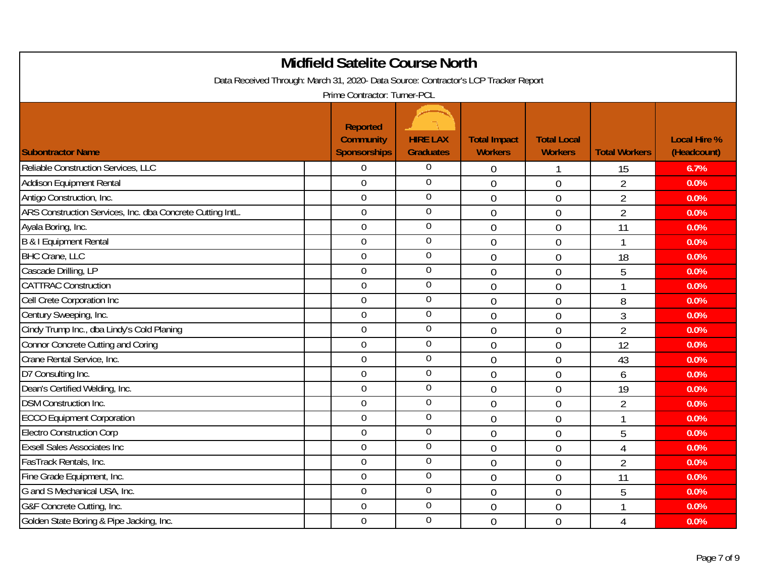# Midfield Satelite Course North

Data Received Through: March 31, 2020- Data Source: Contractor's LCP Tracker Report

Prime Contractor: Turner-PCL

| Subontractor Name | Reported Community Sponsorships | HIRE LAX Graduates | Total Impact Workers | Total Local Workers | Total Workers | Local Hire % (Headcount) |
|---|---|---|---|---|---|---|
| Reliable Construction Services, LLC | 0 | 0 | 0 | 1 | 15 | 6.7% |
| Addison Equipment Rental | 0 | 0 | 0 | 0 | 2 | 0.0% |
| Antigo Construction, Inc. | 0 | 0 | 0 | 0 | 2 | 0.0% |
| ARS Construction Services, Inc. dba Concrete Cutting IntL. | 0 | 0 | 0 | 0 | 2 | 0.0% |
| Ayala Boring, Inc. | 0 | 0 | 0 | 0 | 11 | 0.0% |
| B & I Equipment Rental | 0 | 0 | 0 | 0 | 1 | 0.0% |
| BHC Crane, LLC | 0 | 0 | 0 | 0 | 18 | 0.0% |
| Cascade Drilling, LP | 0 | 0 | 0 | 0 | 5 | 0.0% |
| CATTRAC Construction | 0 | 0 | 0 | 0 | 1 | 0.0% |
| Cell Crete Corporation Inc | 0 | 0 | 0 | 0 | 8 | 0.0% |
| Century Sweeping, Inc. | 0 | 0 | 0 | 0 | 3 | 0.0% |
| Cindy Trump Inc., dba Lindy's Cold Planing | 0 | 0 | 0 | 0 | 2 | 0.0% |
| Connor Concrete Cutting and Coring | 0 | 0 | 0 | 0 | 12 | 0.0% |
| Crane Rental Service, Inc. | 0 | 0 | 0 | 0 | 43 | 0.0% |
| D7 Consulting Inc. | 0 | 0 | 0 | 0 | 6 | 0.0% |
| Dean's Certified Welding, Inc. | 0 | 0 | 0 | 0 | 19 | 0.0% |
| DSM Construction Inc. | 0 | 0 | 0 | 0 | 2 | 0.0% |
| ECCO Equipment Corporation | 0 | 0 | 0 | 0 | 1 | 0.0% |
| Electro Construction Corp | 0 | 0 | 0 | 0 | 5 | 0.0% |
| Exsell Sales Associates Inc | 0 | 0 | 0 | 0 | 4 | 0.0% |
| FasTrack Rentals, Inc. | 0 | 0 | 0 | 0 | 2 | 0.0% |
| Fine Grade Equipment, Inc. | 0 | 0 | 0 | 0 | 11 | 0.0% |
| G and S Mechanical USA, Inc. | 0 | 0 | 0 | 0 | 5 | 0.0% |
| G&F Concrete Cutting, Inc. | 0 | 0 | 0 | 0 | 1 | 0.0% |
| Golden State Boring & Pipe Jacking, Inc. | 0 | 0 | 0 | 0 | 4 | 0.0% |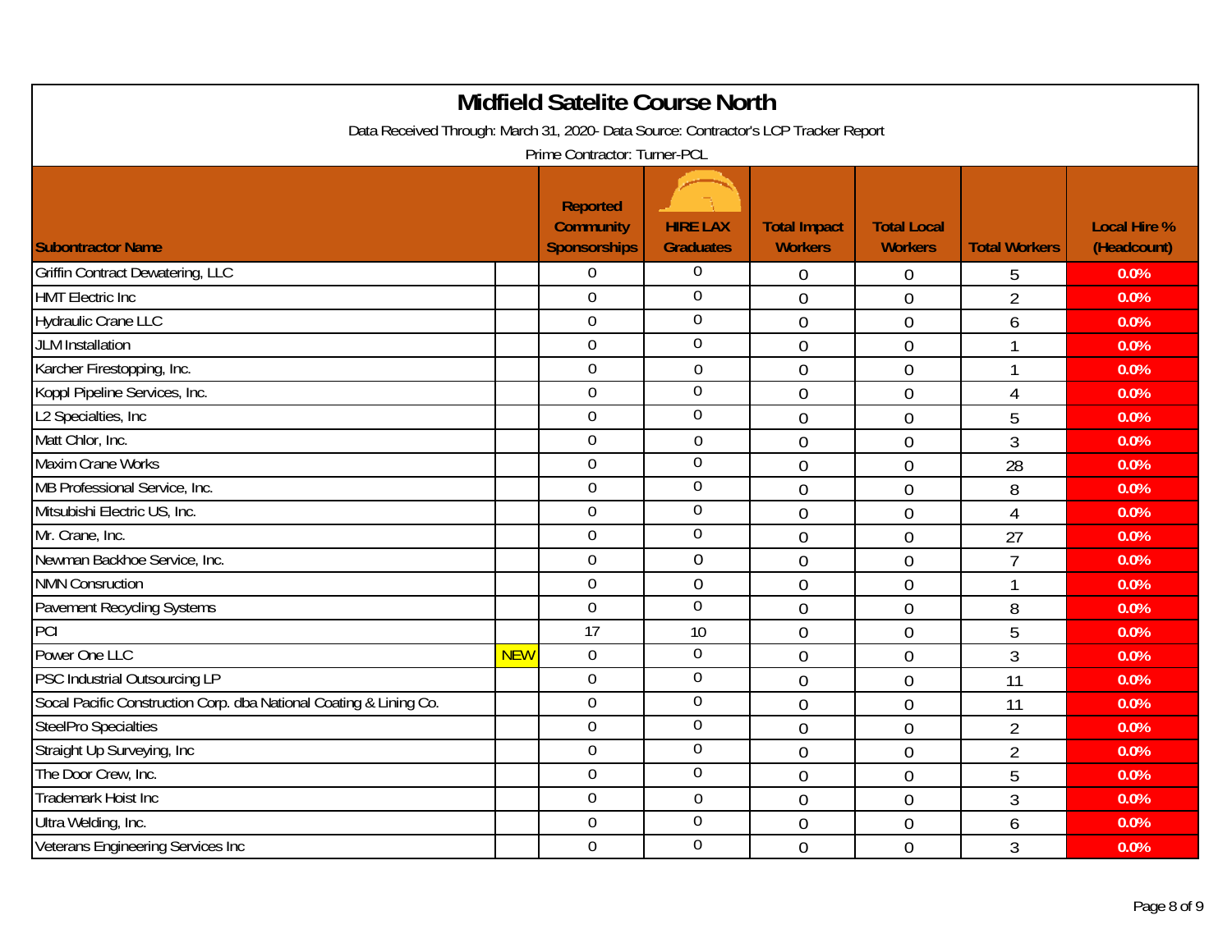# Midfield Satelite Course North

Data Received Through: March 31, 2020- Data Source: Contractor's LCP Tracker Report

Prime Contractor: Turner-PCL

| Subcontractor Name | | Reported Community Sponsorships | HIRE LAX Graduates | Total Impact Workers | Total Local Workers | Total Workers | Local Hire % (Headcount) |
|---|---|---|---|---|---|---|---|
| Griffin Contract Dewatering, LLC | | 0 | 0 | 0 | 0 | 5 | 0.0% |
| HMT Electric Inc | | 0 | 0 | 0 | 0 | 2 | 0.0% |
| Hydraulic Crane LLC | | 0 | 0 | 0 | 0 | 6 | 0.0% |
| JLM Installation | | 0 | 0 | 0 | 0 | 1 | 0.0% |
| Karcher Firestopping, Inc. | | 0 | 0 | 0 | 0 | 1 | 0.0% |
| Koppl Pipeline Services, Inc. | | 0 | 0 | 0 | 0 | 4 | 0.0% |
| L2 Specialties, Inc | | 0 | 0 | 0 | 0 | 5 | 0.0% |
| Matt Chlor, Inc. | | 0 | 0 | 0 | 0 | 3 | 0.0% |
| Maxim Crane Works | | 0 | 0 | 0 | 0 | 28 | 0.0% |
| MB Professional Service, Inc. | | 0 | 0 | 0 | 0 | 8 | 0.0% |
| Mitsubishi Electric US, Inc. | | 0 | 0 | 0 | 0 | 4 | 0.0% |
| Mr. Crane, Inc. | | 0 | 0 | 0 | 0 | 27 | 0.0% |
| Newman Backhoe Service, Inc. | | 0 | 0 | 0 | 0 | 7 | 0.0% |
| NMN Consruction | | 0 | 0 | 0 | 0 | 1 | 0.0% |
| Pavement Recycling Systems | | 0 | 0 | 0 | 0 | 8 | 0.0% |
| PCI | | 17 | 10 | 0 | 0 | 5 | 0.0% |
| Power One LLC | NEW | 0 | 0 | 0 | 0 | 3 | 0.0% |
| PSC Industrial Outsourcing LP | | 0 | 0 | 0 | 0 | 11 | 0.0% |
| Socal Pacific Construction Corp. dba National Coating & Lining Co. | | 0 | 0 | 0 | 0 | 11 | 0.0% |
| SteelPro Specialties | | 0 | 0 | 0 | 0 | 2 | 0.0% |
| Straight Up Surveying, Inc | | 0 | 0 | 0 | 0 | 2 | 0.0% |
| The Door Crew, Inc. | | 0 | 0 | 0 | 0 | 5 | 0.0% |
| Trademark Hoist Inc | | 0 | 0 | 0 | 0 | 3 | 0.0% |
| Ultra Welding, Inc. | | 0 | 0 | 0 | 0 | 6 | 0.0% |
| Veterans Engineering Services Inc | | 0 | 0 | 0 | 0 | 3 | 0.0% |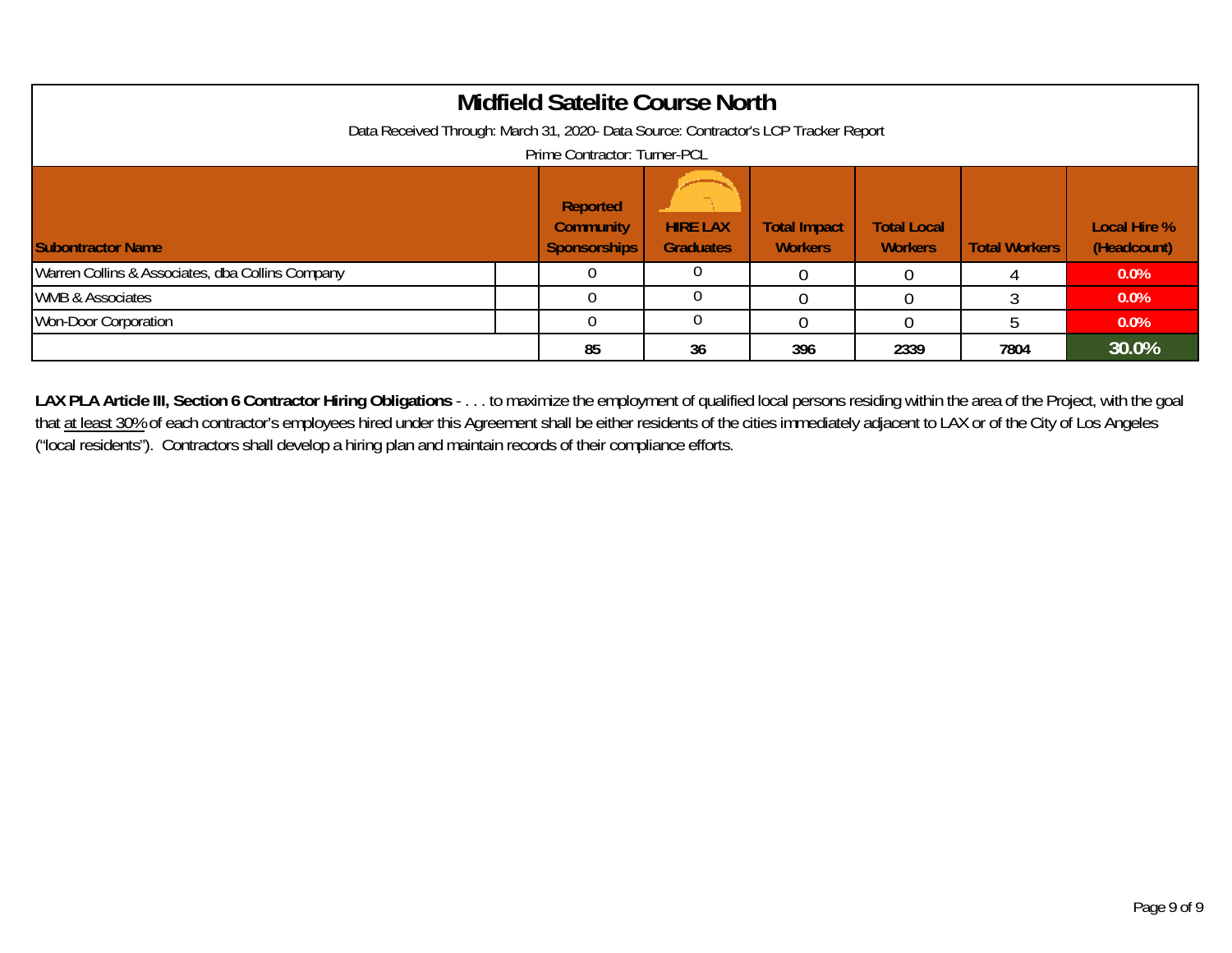# Midfield Satelite Course North

Data Received Through: March 31, 2020- Data Source: Contractor's LCP Tracker Report

Prime Contractor: Turner-PCL

| Subontractor Name | | Reported Community Sponsorships | HIRE LAX Graduates | Total Impact Workers | Total Local Workers | Total Workers | Local Hire % (Headcount) |
|---|---|---|---|---|---|---|---|
| Warren Collins & Associates, dba Collins Company | | 0 | 0 | 0 | 0 | 4 | 0.0% |
| WMB & Associates | | 0 | 0 | 0 | 0 | 3 | 0.0% |
| Won-Door Corporation | | 0 | 0 | 0 | 0 | 5 | 0.0% |
| | | 85 | 36 | 396 | 2339 | 7804 | 30.0% |

**LAX PLA Article III, Section 6 Contractor Hiring Obligations** - . . . to maximize the employment of qualified local persons residing within the area of the Project, with the goal that at least 30% of each contractor's employees hired under this Agreement shall be either residents of the cities immediately adjacent to LAX or of the City of Los Angeles ("local residents"). Contractors shall develop a hiring plan and maintain records of their compliance efforts.